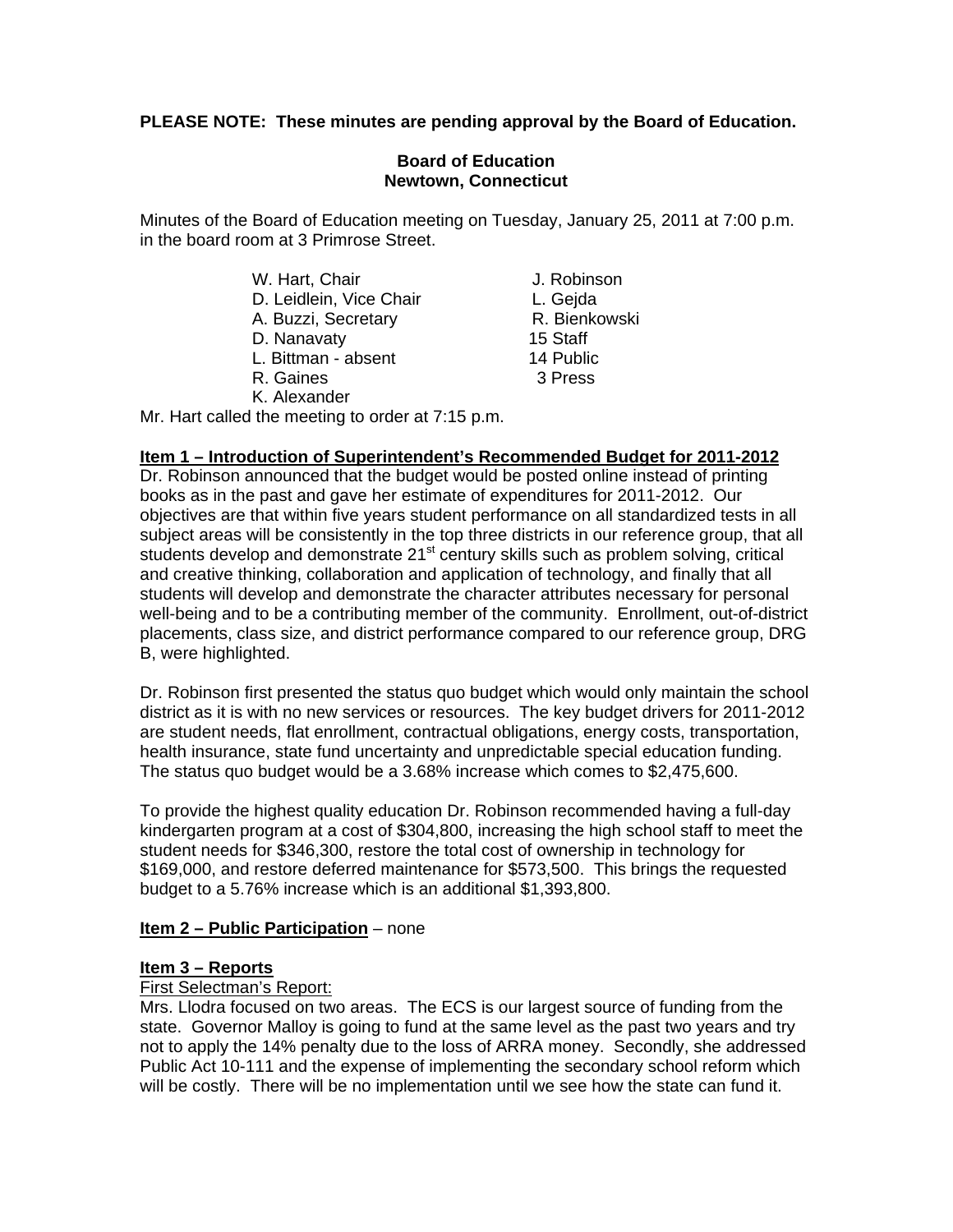**PLEASE NOTE: These minutes are pending approval by the Board of Education.**

**Board of Education**
**Newtown, Connecticut**

Minutes of the Board of Education meeting on Tuesday, January 25, 2011 at 7:00 p.m. in the board room at 3 Primrose Street.

W. Hart, Chair
D. Leidlein, Vice Chair
A. Buzzi, Secretary
D. Nanavaty
L. Bittman - absent
R. Gaines
K. Alexander

J. Robinson
L. Gejda
R. Bienkowski
15 Staff
14 Public
3 Press

Mr. Hart called the meeting to order at 7:15 p.m.

**Item 1 – Introduction of Superintendent's Recommended Budget for 2011-2012**

Dr. Robinson announced that the budget would be posted online instead of printing books as in the past and gave her estimate of expenditures for 2011-2012. Our objectives are that within five years student performance on all standardized tests in all subject areas will be consistently in the top three districts in our reference group, that all students develop and demonstrate 21st century skills such as problem solving, critical and creative thinking, collaboration and application of technology, and finally that all students will develop and demonstrate the character attributes necessary for personal well-being and to be a contributing member of the community. Enrollment, out-of-district placements, class size, and district performance compared to our reference group, DRG B, were highlighted.

Dr. Robinson first presented the status quo budget which would only maintain the school district as it is with no new services or resources. The key budget drivers for 2011-2012 are student needs, flat enrollment, contractual obligations, energy costs, transportation, health insurance, state fund uncertainty and unpredictable special education funding. The status quo budget would be a 3.68% increase which comes to $2,475,600.

To provide the highest quality education Dr. Robinson recommended having a full-day kindergarten program at a cost of $304,800, increasing the high school staff to meet the student needs for $346,300, restore the total cost of ownership in technology for $169,000, and restore deferred maintenance for $573,500. This brings the requested budget to a 5.76% increase which is an additional $1,393,800.

**Item 2 – Public Participation** – none

**Item 3 – Reports**

First Selectman's Report:

Mrs. Llodra focused on two areas. The ECS is our largest source of funding from the state. Governor Malloy is going to fund at the same level as the past two years and try not to apply the 14% penalty due to the loss of ARRA money. Secondly, she addressed Public Act 10-111 and the expense of implementing the secondary school reform which will be costly. There will be no implementation until we see how the state can fund it.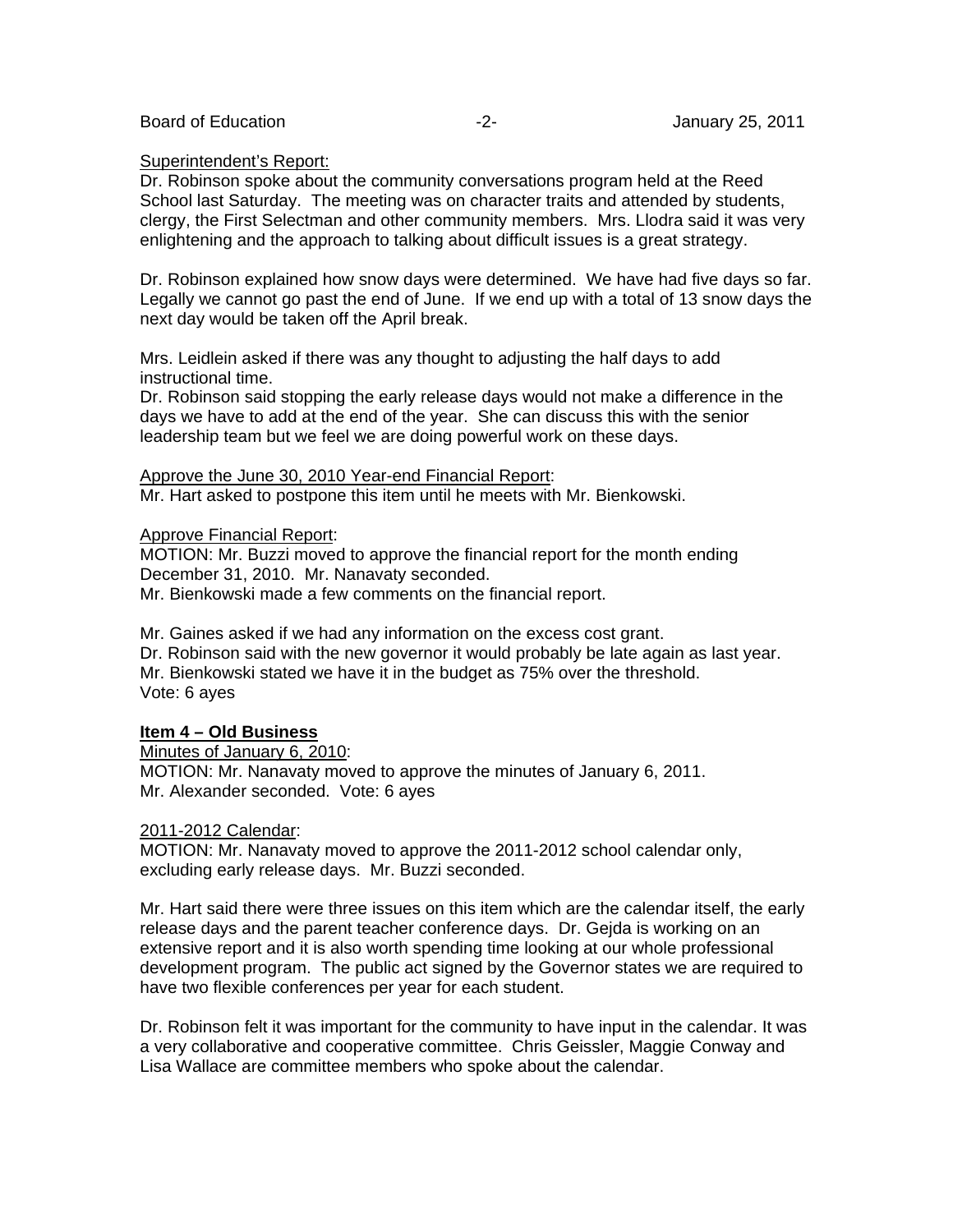Superintendent's Report:
Dr. Robinson spoke about the community conversations program held at the Reed School last Saturday. The meeting was on character traits and attended by students, clergy, the First Selectman and other community members. Mrs. Llodra said it was very enlightening and the approach to talking about difficult issues is a great strategy.

Dr. Robinson explained how snow days were determined. We have had five days so far. Legally we cannot go past the end of June. If we end up with a total of 13 snow days the next day would be taken off the April break.

Mrs. Leidlein asked if there was any thought to adjusting the half days to add instructional time.
Dr. Robinson said stopping the early release days would not make a difference in the days we have to add at the end of the year. She can discuss this with the senior leadership team but we feel we are doing powerful work on these days.

Approve the June 30, 2010 Year-end Financial Report:
Mr. Hart asked to postpone this item until he meets with Mr. Bienkowski.

Approve Financial Report:
MOTION: Mr. Buzzi moved to approve the financial report for the month ending December 31, 2010. Mr. Nanavaty seconded.
Mr. Bienkowski made a few comments on the financial report.

Mr. Gaines asked if we had any information on the excess cost grant.
Dr. Robinson said with the new governor it would probably be late again as last year.
Mr. Bienkowski stated we have it in the budget as 75% over the threshold.
Vote: 6 ayes

**Item 4 – Old Business**

Minutes of January 6, 2010:
MOTION: Mr. Nanavaty moved to approve the minutes of January 6, 2011.
Mr. Alexander seconded. Vote: 6 ayes

2011-2012 Calendar:
MOTION: Mr. Nanavaty moved to approve the 2011-2012 school calendar only, excluding early release days. Mr. Buzzi seconded.

Mr. Hart said there were three issues on this item which are the calendar itself, the early release days and the parent teacher conference days. Dr. Gejda is working on an extensive report and it is also worth spending time looking at our whole professional development program. The public act signed by the Governor states we are required to have two flexible conferences per year for each student.

Dr. Robinson felt it was important for the community to have input in the calendar. It was a very collaborative and cooperative committee. Chris Geissler, Maggie Conway and Lisa Wallace are committee members who spoke about the calendar.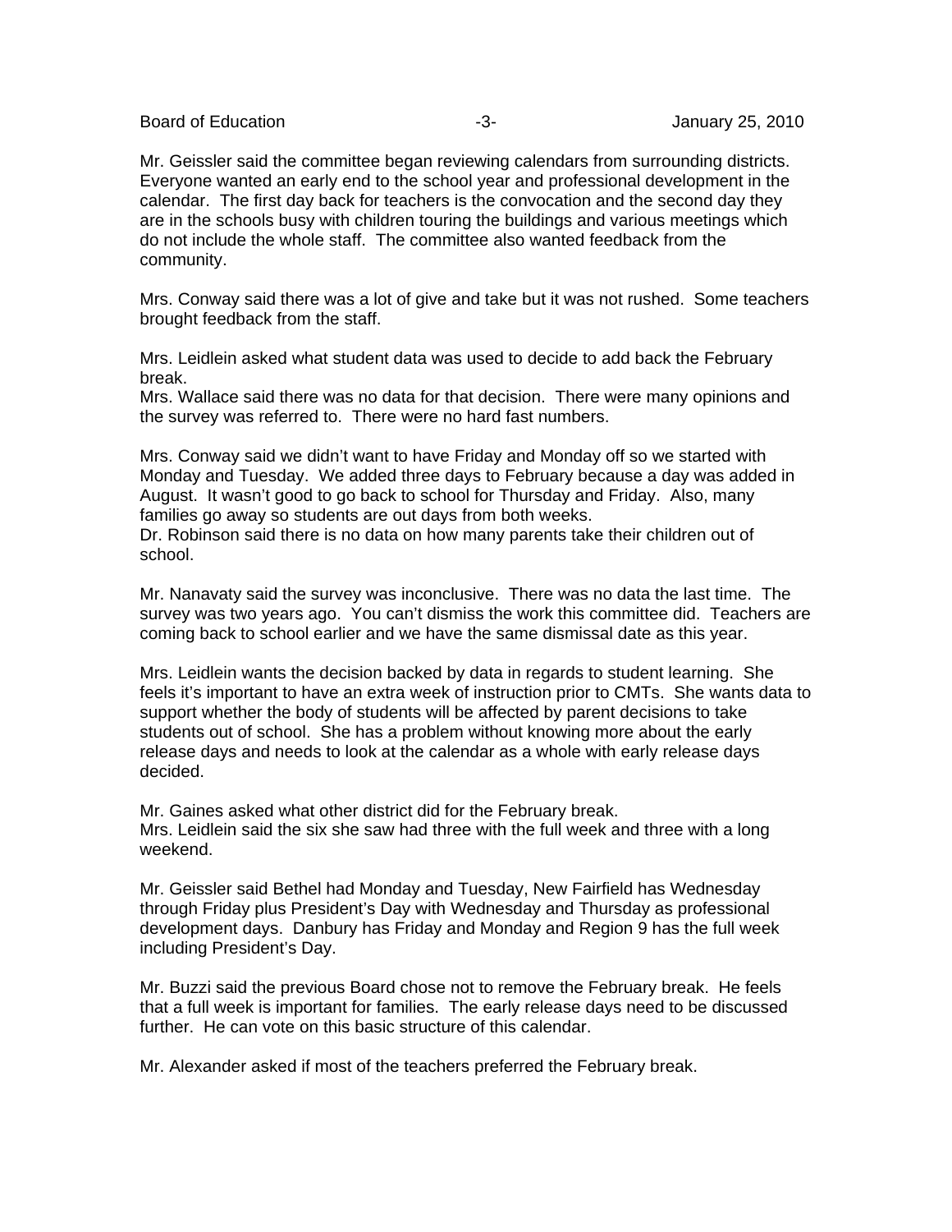Mr. Geissler said the committee began reviewing calendars from surrounding districts. Everyone wanted an early end to the school year and professional development in the calendar. The first day back for teachers is the convocation and the second day they are in the schools busy with children touring the buildings and various meetings which do not include the whole staff. The committee also wanted feedback from the community.

Mrs. Conway said there was a lot of give and take but it was not rushed. Some teachers brought feedback from the staff.

Mrs. Leidlein asked what student data was used to decide to add back the February break.
Mrs. Wallace said there was no data for that decision. There were many opinions and the survey was referred to. There were no hard fast numbers.

Mrs. Conway said we didn't want to have Friday and Monday off so we started with Monday and Tuesday. We added three days to February because a day was added in August. It wasn't good to go back to school for Thursday and Friday. Also, many families go away so students are out days from both weeks.
Dr. Robinson said there is no data on how many parents take their children out of school.

Mr. Nanavaty said the survey was inconclusive. There was no data the last time. The survey was two years ago. You can't dismiss the work this committee did. Teachers are coming back to school earlier and we have the same dismissal date as this year.

Mrs. Leidlein wants the decision backed by data in regards to student learning. She feels it's important to have an extra week of instruction prior to CMTs. She wants data to support whether the body of students will be affected by parent decisions to take students out of school. She has a problem without knowing more about the early release days and needs to look at the calendar as a whole with early release days decided.

Mr. Gaines asked what other district did for the February break.
Mrs. Leidlein said the six she saw had three with the full week and three with a long weekend.

Mr. Geissler said Bethel had Monday and Tuesday, New Fairfield has Wednesday through Friday plus President's Day with Wednesday and Thursday as professional development days. Danbury has Friday and Monday and Region 9 has the full week including President's Day.

Mr. Buzzi said the previous Board chose not to remove the February break. He feels that a full week is important for families. The early release days need to be discussed further. He can vote on this basic structure of this calendar.

Mr. Alexander asked if most of the teachers preferred the February break.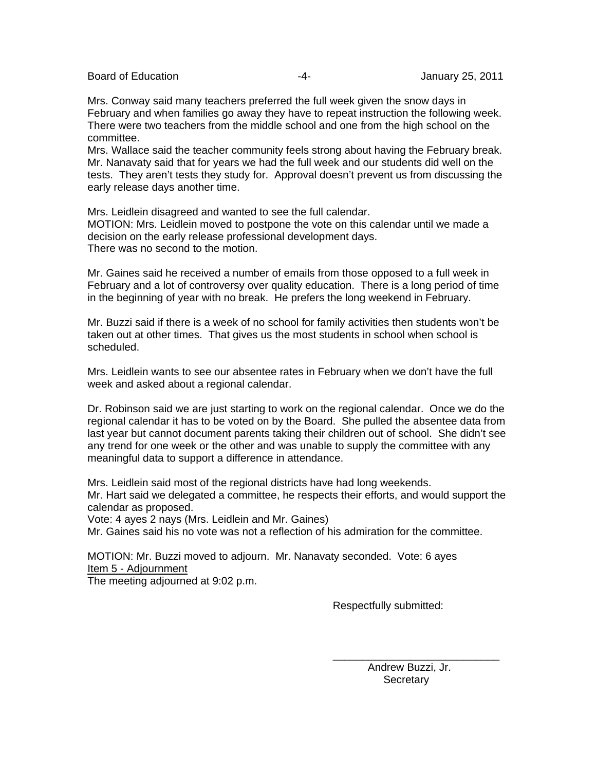Mrs. Conway said many teachers preferred the full week given the snow days in February and when families go away they have to repeat instruction the following week. There were two teachers from the middle school and one from the high school on the committee.
Mrs. Wallace said the teacher community feels strong about having the February break.
Mr. Nanavaty said that for years we had the full week and our students did well on the tests. They aren't tests they study for. Approval doesn't prevent us from discussing the early release days another time.

Mrs. Leidlein disagreed and wanted to see the full calendar.
MOTION: Mrs. Leidlein moved to postpone the vote on this calendar until we made a decision on the early release professional development days.
There was no second to the motion.

Mr. Gaines said he received a number of emails from those opposed to a full week in February and a lot of controversy over quality education. There is a long period of time in the beginning of year with no break. He prefers the long weekend in February.

Mr. Buzzi said if there is a week of no school for family activities then students won't be taken out at other times. That gives us the most students in school when school is scheduled.

Mrs. Leidlein wants to see our absentee rates in February when we don't have the full week and asked about a regional calendar.

Dr. Robinson said we are just starting to work on the regional calendar. Once we do the regional calendar it has to be voted on by the Board. She pulled the absentee data from last year but cannot document parents taking their children out of school. She didn't see any trend for one week or the other and was unable to supply the committee with any meaningful data to support a difference in attendance.

Mrs. Leidlein said most of the regional districts have had long weekends.
Mr. Hart said we delegated a committee, he respects their efforts, and would support the calendar as proposed.
Vote: 4 ayes 2 nays (Mrs. Leidlein and Mr. Gaines)
Mr. Gaines said his no vote was not a reflection of his admiration for the committee.

MOTION: Mr. Buzzi moved to adjourn. Mr. Nanavaty seconded. Vote: 6 ayes
<u>Item 5 - Adjournment</u>
The meeting adjourned at 9:02 p.m.

Respectfully submitted:

\_\_\_\_\_\_\_\_\_\_\_\_\_\_\_\_\_\_\_\_\_\_\_\_\_\_\_\_\_\_

Andrew Buzzi, Jr.
Secretary